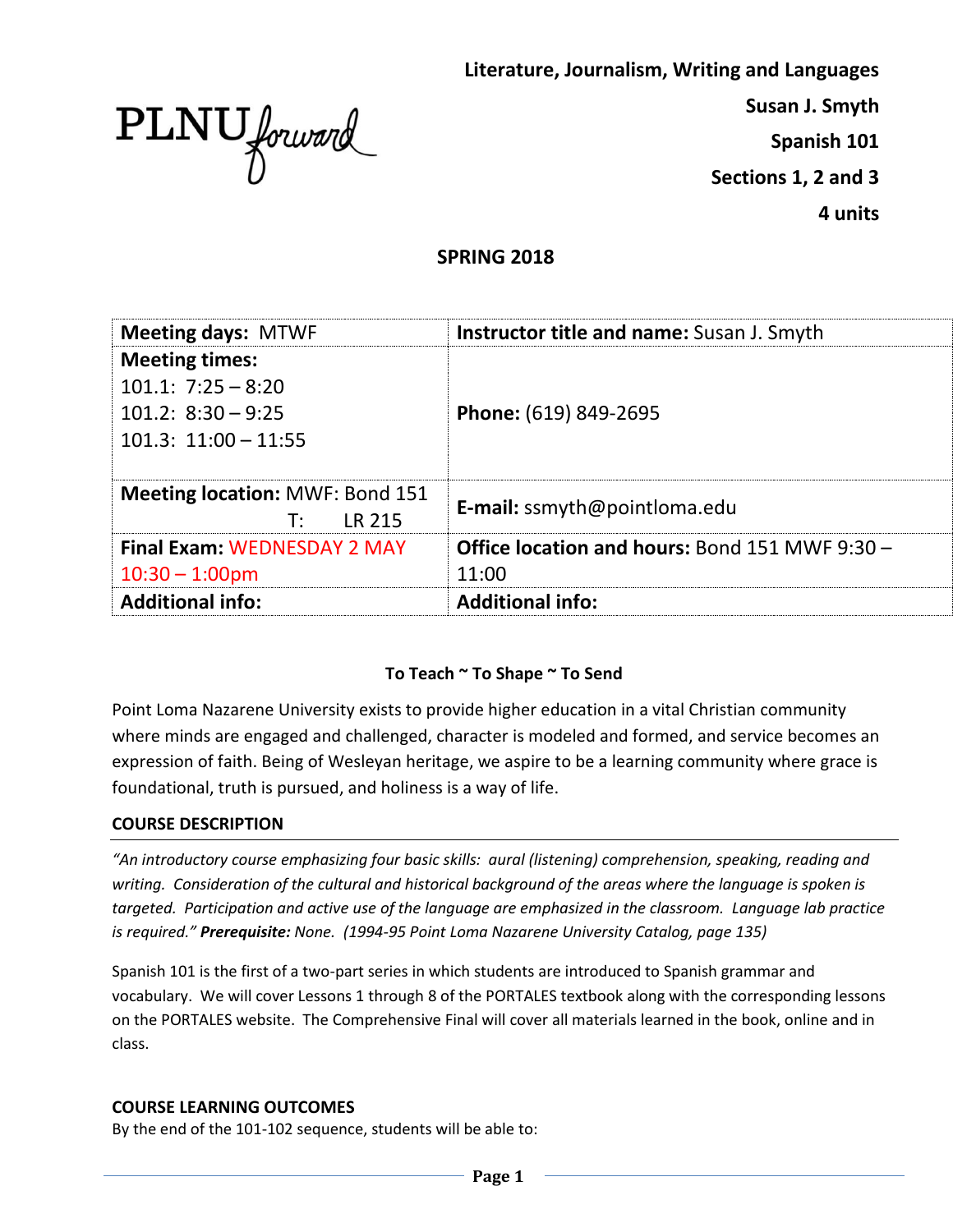PLNU forward

**Literature, Journalism, Writing and Languages**

**Susan J. Smyth**

**Spanish 101**

**Sections 1, 2 and 3**

**4 units**

## SPRING 2018

| **Meeting days:** MTWF | **Instructor title and name:** Susan J. Smyth |
|---|---|
| **Meeting times:**<br>101.1: 7:25 – 8:20<br>101.2: 8:30 – 9:25<br>101.3: 11:00 – 11:55 | **Phone:** (619) 849-2695 |
| **Meeting location:** MWF: Bond 151<br>T: LR 215 | **E-mail:** ssmyth@pointloma.edu |
| **Final Exam:** WEDNESDAY 2 MAY 10:30 – 1:00pm | **Office location and hours:** Bond 151 MWF 9:30 – 11:00 |
| **Additional info:** | **Additional info:** |

**To Teach ~ To Shape ~ To Send**

Point Loma Nazarene University exists to provide higher education in a vital Christian community where minds are engaged and challenged, character is modeled and formed, and service becomes an expression of faith. Being of Wesleyan heritage, we aspire to be a learning community where grace is foundational, truth is pursued, and holiness is a way of life.

### COURSE DESCRIPTION

*"An introductory course emphasizing four basic skills: aural (listening) comprehension, speaking, reading and writing. Consideration of the cultural and historical background of the areas where the language is spoken is targeted. Participation and active use of the language are emphasized in the classroom. Language lab practice is required." **Prerequisite:** None. (1994-95 Point Loma Nazarene University Catalog, page 135)*

Spanish 101 is the first of a two-part series in which students are introduced to Spanish grammar and vocabulary. We will cover Lessons 1 through 8 of the PORTALES textbook along with the corresponding lessons on the PORTALES website. The Comprehensive Final will cover all materials learned in the book, online and in class.

### COURSE LEARNING OUTCOMES

By the end of the 101-102 sequence, students will be able to: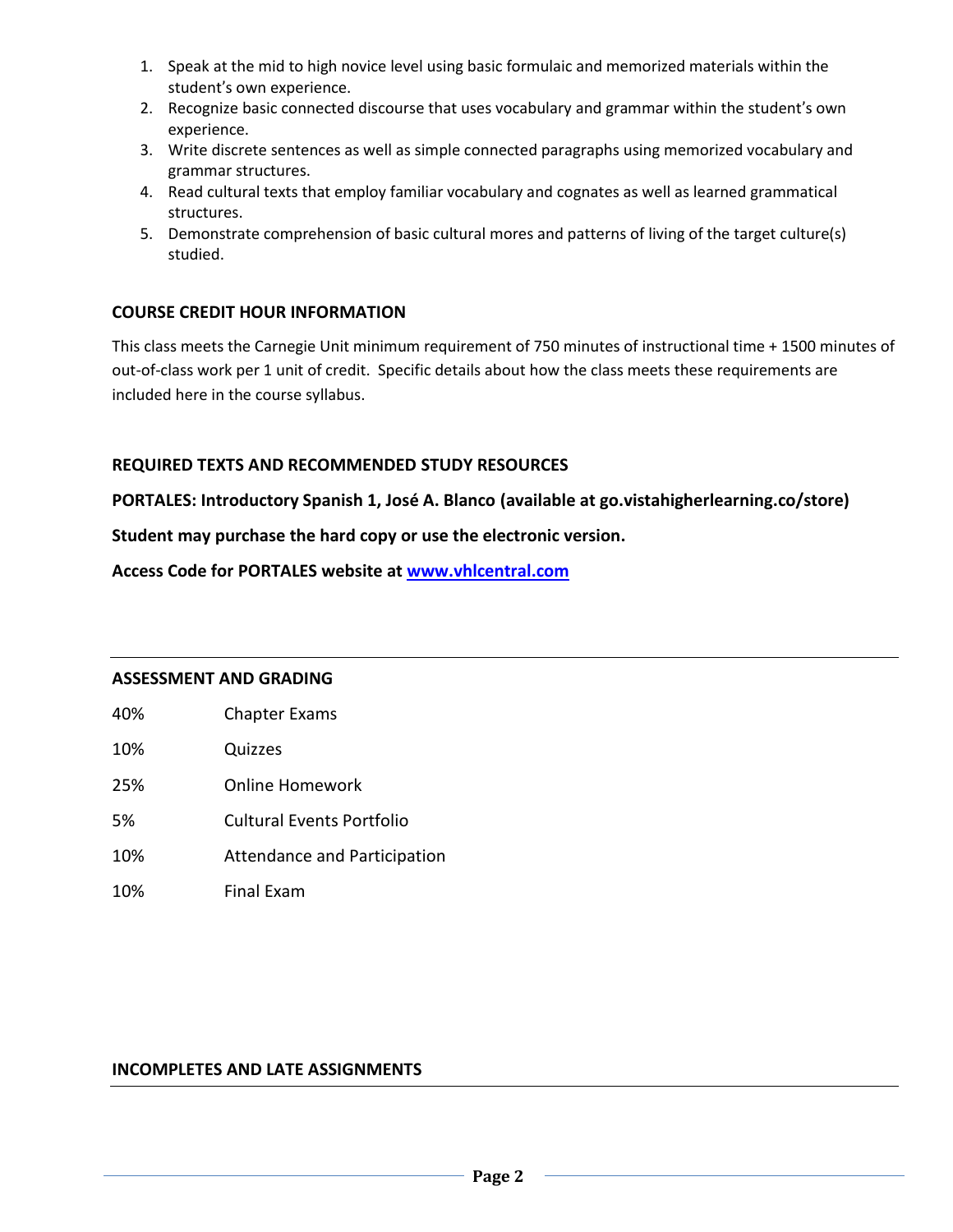1. Speak at the mid to high novice level using basic formulaic and memorized materials within the student's own experience.
2. Recognize basic connected discourse that uses vocabulary and grammar within the student's own experience.
3. Write discrete sentences as well as simple connected paragraphs using memorized vocabulary and grammar structures.
4. Read cultural texts that employ familiar vocabulary and cognates as well as learned grammatical structures.
5. Demonstrate comprehension of basic cultural mores and patterns of living of the target culture(s) studied.

## COURSE CREDIT HOUR INFORMATION

This class meets the Carnegie Unit minimum requirement of 750 minutes of instructional time + 1500 minutes of out-of-class work per 1 unit of credit. Specific details about how the class meets these requirements are included here in the course syllabus.

## REQUIRED TEXTS AND RECOMMENDED STUDY RESOURCES

**PORTALES: Introductory Spanish 1, José A. Blanco (available at go.vistahigherlearning.co/store)**

**Student may purchase the hard copy or use the electronic version.**

**Access Code for PORTALES website at www.vhlcentral.com**

## ASSESSMENT AND GRADING

| | |
|---|---|
| 40% | Chapter Exams |
| 10% | Quizzes |
| 25% | Online Homework |
| 5% | Cultural Events Portfolio |
| 10% | Attendance and Participation |
| 10% | Final Exam |

## INCOMPLETES AND LATE ASSIGNMENTS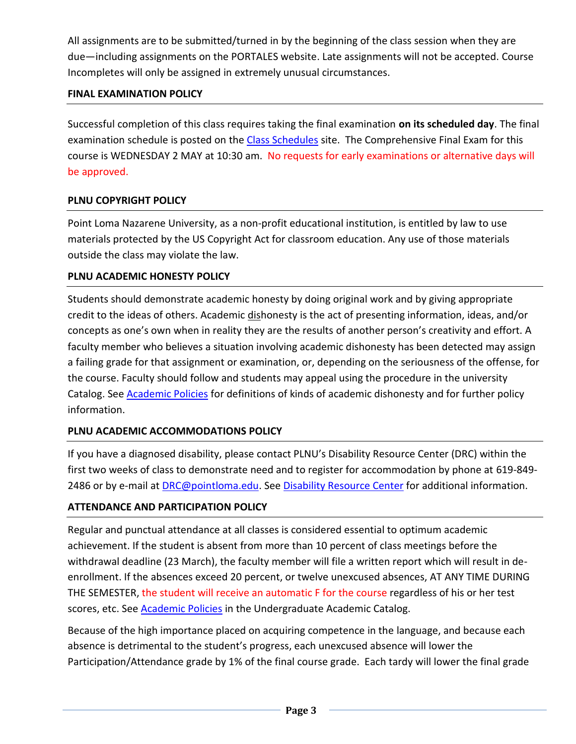All assignments are to be submitted/turned in by the beginning of the class session when they are due—including assignments on the PORTALES website. Late assignments will not be accepted. Course Incompletes will only be assigned in extremely unusual circumstances.

## FINAL EXAMINATION POLICY

Successful completion of this class requires taking the final examination **on its scheduled day**. The final examination schedule is posted on the [Class Schedules]() site. The Comprehensive Final Exam for this course is WEDNESDAY 2 MAY at 10:30 am. No requests for early examinations or alternative days will be approved.

## PLNU COPYRIGHT POLICY

Point Loma Nazarene University, as a non-profit educational institution, is entitled by law to use materials protected by the US Copyright Act for classroom education. Any use of those materials outside the class may violate the law.

## PLNU ACADEMIC HONESTY POLICY

Students should demonstrate academic honesty by doing original work and by giving appropriate credit to the ideas of others. Academic <u>dis</u>honesty is the act of presenting information, ideas, and/or concepts as one's own when in reality they are the results of another person's creativity and effort. A faculty member who believes a situation involving academic dishonesty has been detected may assign a failing grade for that assignment or examination, or, depending on the seriousness of the offense, for the course. Faculty should follow and students may appeal using the procedure in the university Catalog. See [Academic Policies]() for definitions of kinds of academic dishonesty and for further policy information.

## PLNU ACADEMIC ACCOMMODATIONS POLICY

If you have a diagnosed disability, please contact PLNU's Disability Resource Center (DRC) within the first two weeks of class to demonstrate need and to register for accommodation by phone at 619-849-2486 or by e-mail at [DRC@pointloma.edu](mailto:DRC@pointloma.edu). See [Disability Resource Center]() for additional information.

## ATTENDANCE AND PARTICIPATION POLICY

Regular and punctual attendance at all classes is considered essential to optimum academic achievement. If the student is absent from more than 10 percent of class meetings before the withdrawal deadline (23 March), the faculty member will file a written report which will result in de-enrollment. If the absences exceed 20 percent, or twelve unexcused absences, AT ANY TIME DURING THE SEMESTER, the student will receive an automatic F for the course regardless of his or her test scores, etc. See [Academic Policies]() in the Undergraduate Academic Catalog.

Because of the high importance placed on acquiring competence in the language, and because each absence is detrimental to the student's progress, each unexcused absence will lower the Participation/Attendance grade by 1% of the final course grade. Each tardy will lower the final grade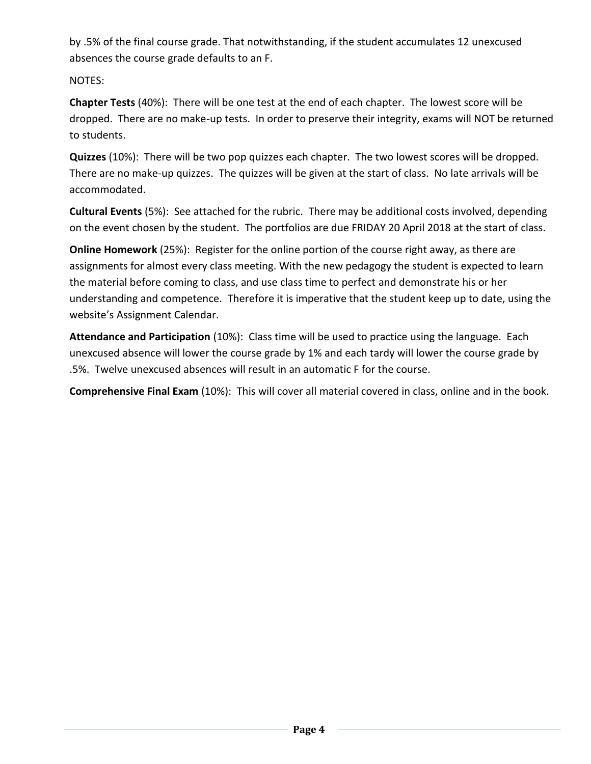by .5% of the final course grade. That notwithstanding, if the student accumulates 12 unexcused absences the course grade defaults to an F.

NOTES:

**Chapter Tests** (40%): There will be one test at the end of each chapter. The lowest score will be dropped. There are no make-up tests. In order to preserve their integrity, exams will NOT be returned to students.

**Quizzes** (10%): There will be two pop quizzes each chapter. The two lowest scores will be dropped. There are no make-up quizzes. The quizzes will be given at the start of class. No late arrivals will be accommodated.

**Cultural Events** (5%): See attached for the rubric. There may be additional costs involved, depending on the event chosen by the student. The portfolios are due FRIDAY 20 April 2018 at the start of class.

**Online Homework** (25%): Register for the online portion of the course right away, as there are assignments for almost every class meeting. With the new pedagogy the student is expected to learn the material before coming to class, and use class time to perfect and demonstrate his or her understanding and competence. Therefore it is imperative that the student keep up to date, using the website's Assignment Calendar.

**Attendance and Participation** (10%): Class time will be used to practice using the language. Each unexcused absence will lower the course grade by 1% and each tardy will lower the course grade by .5%. Twelve unexcused absences will result in an automatic F for the course.

**Comprehensive Final Exam** (10%): This will cover all material covered in class, online and in the book.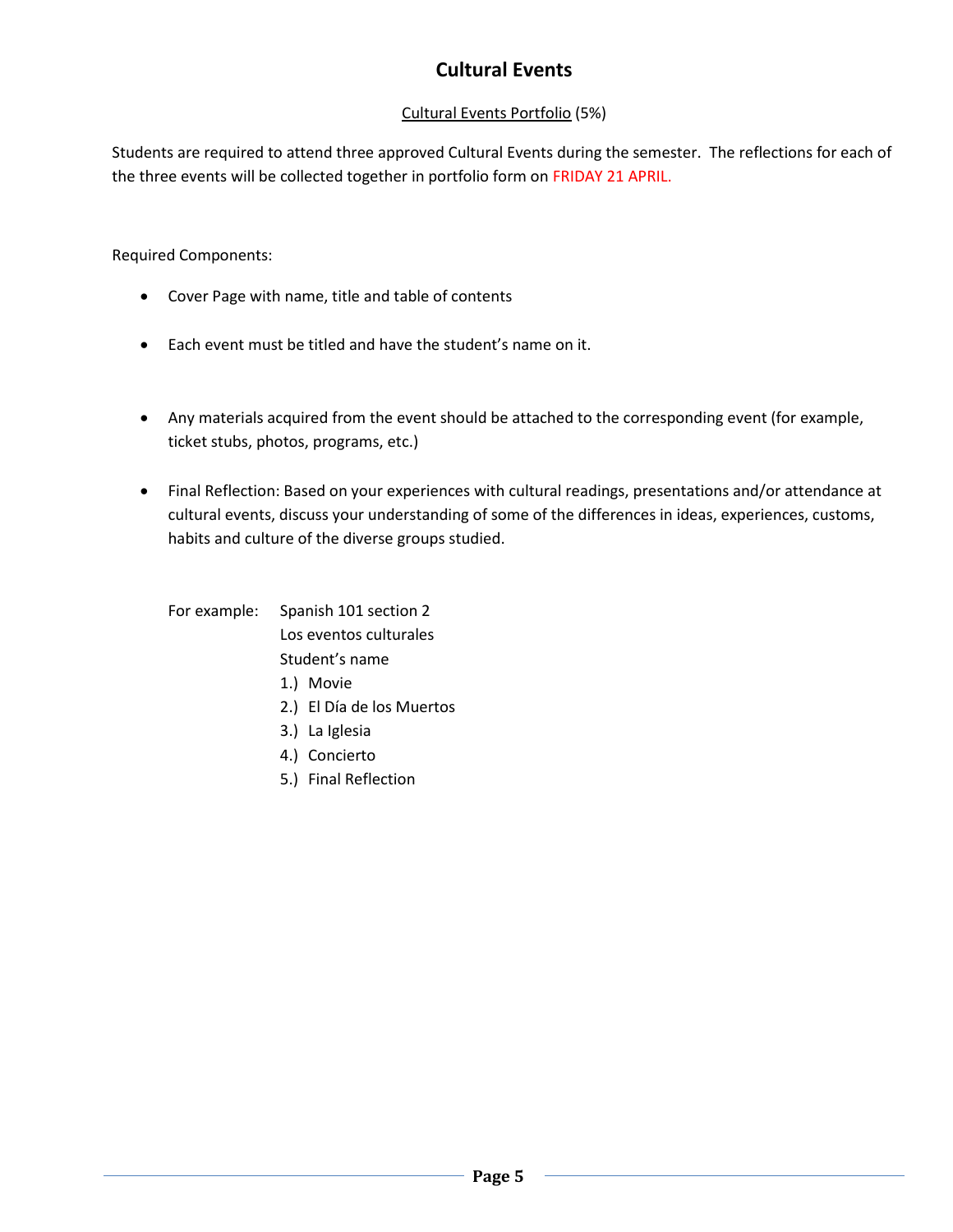# Cultural Events

<u>Cultural Events Portfolio</u> (5%)

Students are required to attend three approved Cultural Events during the semester. The reflections for each of the three events will be collected together in portfolio form on FRIDAY 21 APRIL.

Required Components:

- Cover Page with name, title and table of contents
- Each event must be titled and have the student's name on it.
- Any materials acquired from the event should be attached to the corresponding event (for example, ticket stubs, photos, programs, etc.)
- Final Reflection: Based on your experiences with cultural readings, presentations and/or attendance at cultural events, discuss your understanding of some of the differences in ideas, experiences, customs, habits and culture of the diverse groups studied.

For example:

Spanish 101 section 2
Los eventos culturales
Student's name

1.) Movie
2.) El Día de los Muertos
3.) La Iglesia
4.) Concierto
5.) Final Reflection